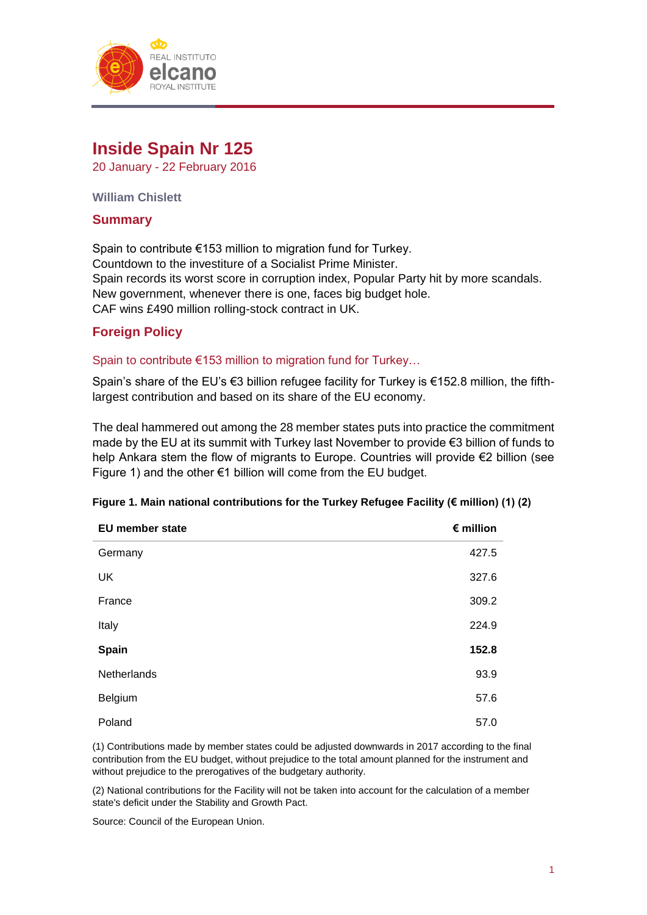# Inside Spain Nr 125

20 January - 22 February 2016

**William Chislett**

## Summary

Spain to contribute €153 million to migration fund for Turkey.
Countdown to the investiture of a Socialist Prime Minister.
Spain records its worst score in corruption index, Popular Party hit by more scandals.
New government, whenever there is one, faces big budget hole.
CAF wins £490 million rolling-stock contract in UK.

## Foreign Policy

### Spain to contribute €153 million to migration fund for Turkey…

Spain's share of the EU's €3 billion refugee facility for Turkey is €152.8 million, the fifth-largest contribution and based on its share of the EU economy.

The deal hammered out among the 28 member states puts into practice the commitment made by the EU at its summit with Turkey last November to provide €3 billion of funds to help Ankara stem the flow of migrants to Europe. Countries will provide €2 billion (see Figure 1) and the other €1 billion will come from the EU budget.

**Figure 1. Main national contributions for the Turkey Refugee Facility (€ million) (1) (2)**

| EU member state | € million |
|---|---|
| Germany | 427.5 |
| UK | 327.6 |
| France | 309.2 |
| Italy | 224.9 |
| **Spain** | **152.8** |
| Netherlands | 93.9 |
| Belgium | 57.6 |
| Poland | 57.0 |

(1) Contributions made by member states could be adjusted downwards in 2017 according to the final contribution from the EU budget, without prejudice to the total amount planned for the instrument and without prejudice to the prerogatives of the budgetary authority.

(2) National contributions for the Facility will not be taken into account for the calculation of a member state's deficit under the Stability and Growth Pact.

Source: Council of the European Union.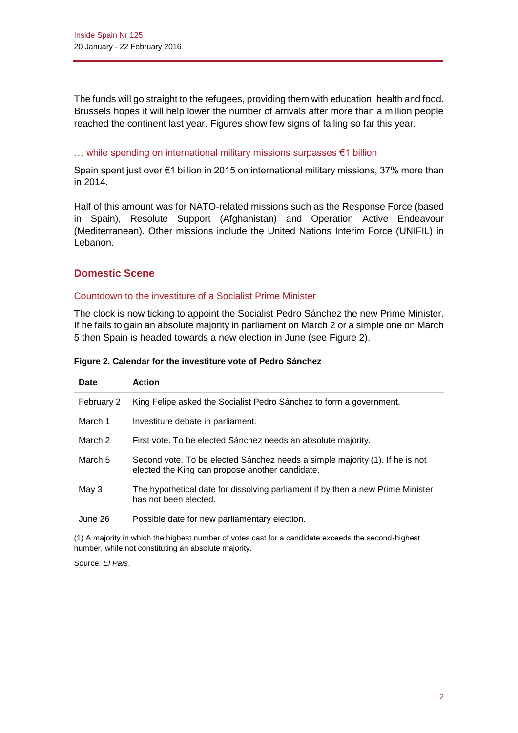The funds will go straight to the refugees, providing them with education, health and food. Brussels hopes it will help lower the number of arrivals after more than a million people reached the continent last year. Figures show few signs of falling so far this year.

### … while spending on international military missions surpasses €1 billion

Spain spent just over €1 billion in 2015 on international military missions, 37% more than in 2014.

Half of this amount was for NATO-related missions such as the Response Force (based in Spain), Resolute Support (Afghanistan) and Operation Active Endeavour (Mediterranean). Other missions include the United Nations Interim Force (UNIFIL) in Lebanon.

## Domestic Scene

### Countdown to the investiture of a Socialist Prime Minister

The clock is now ticking to appoint the Socialist Pedro Sánchez the new Prime Minister. If he fails to gain an absolute majority in parliament on March 2 or a simple one on March 5 then Spain is headed towards a new election in June (see Figure 2).

**Figure 2. Calendar for the investiture vote of Pedro Sánchez**

| Date | Action |
|---|---|
| February 2 | King Felipe asked the Socialist Pedro Sánchez to form a government. |
| March 1 | Investiture debate in parliament. |
| March 2 | First vote. To be elected Sánchez needs an absolute majority. |
| March 5 | Second vote. To be elected Sánchez needs a simple majority (1). If he is not elected the King can propose another candidate. |
| May 3 | The hypothetical date for dissolving parliament if by then a new Prime Minister has not been elected. |
| June 26 | Possible date for new parliamentary election. |

(1) A majority in which the highest number of votes cast for a candidate exceeds the second-highest number, while not constituting an absolute majority.

Source: *El País*.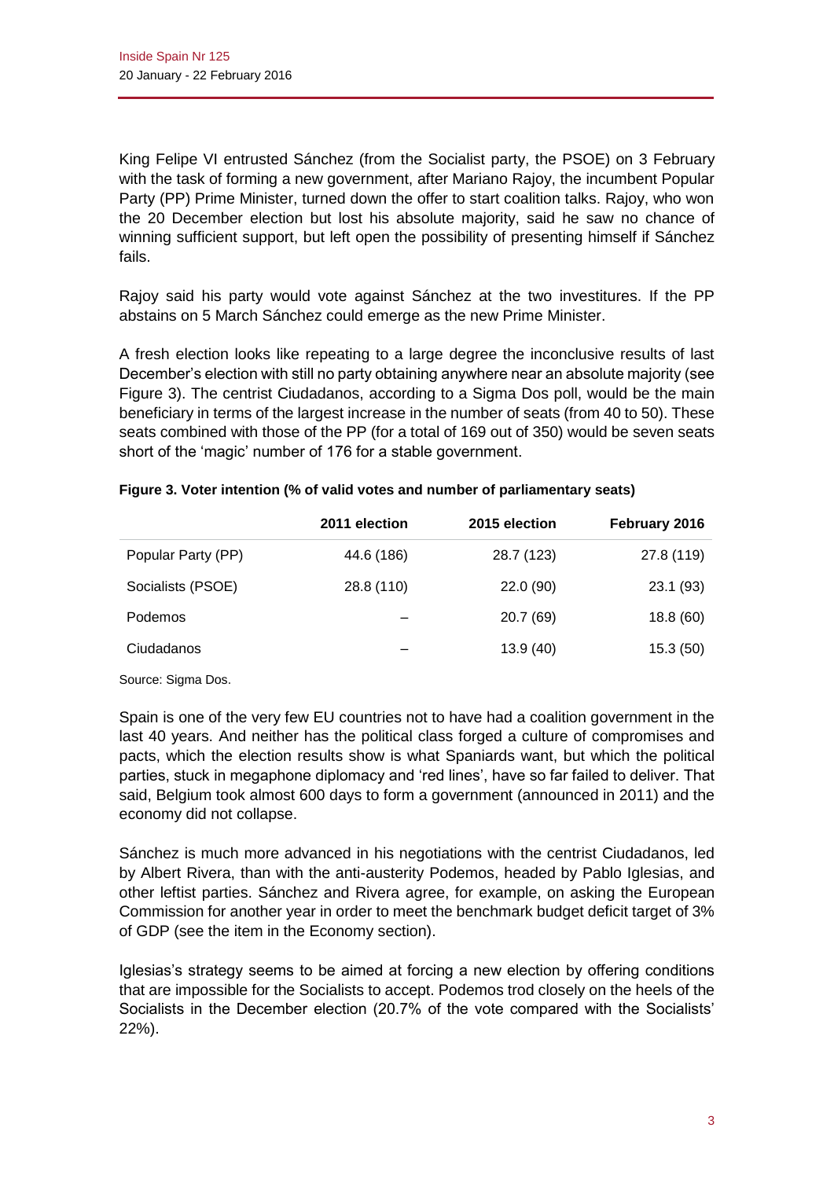King Felipe VI entrusted Sánchez (from the Socialist party, the PSOE) on 3 February with the task of forming a new government, after Mariano Rajoy, the incumbent Popular Party (PP) Prime Minister, turned down the offer to start coalition talks. Rajoy, who won the 20 December election but lost his absolute majority, said he saw no chance of winning sufficient support, but left open the possibility of presenting himself if Sánchez fails.

Rajoy said his party would vote against Sánchez at the two investitures. If the PP abstains on 5 March Sánchez could emerge as the new Prime Minister.

A fresh election looks like repeating to a large degree the inconclusive results of last December's election with still no party obtaining anywhere near an absolute majority (see Figure 3). The centrist Ciudadanos, according to a Sigma Dos poll, would be the main beneficiary in terms of the largest increase in the number of seats (from 40 to 50). These seats combined with those of the PP (for a total of 169 out of 350) would be seven seats short of the 'magic' number of 176 for a stable government.

**Figure 3. Voter intention (% of valid votes and number of parliamentary seats)**

| | 2011 election | 2015 election | February 2016 |
|---|---|---|---|
| Popular Party (PP) | 44.6 (186) | 28.7 (123) | 27.8 (119) |
| Socialists (PSOE) | 28.8 (110) | 22.0 (90) | 23.1 (93) |
| Podemos | – | 20.7 (69) | 18.8 (60) |
| Ciudadanos | – | 13.9 (40) | 15.3 (50) |

Source: Sigma Dos.

Spain is one of the very few EU countries not to have had a coalition government in the last 40 years. And neither has the political class forged a culture of compromises and pacts, which the election results show is what Spaniards want, but which the political parties, stuck in megaphone diplomacy and 'red lines', have so far failed to deliver. That said, Belgium took almost 600 days to form a government (announced in 2011) and the economy did not collapse.

Sánchez is much more advanced in his negotiations with the centrist Ciudadanos, led by Albert Rivera, than with the anti-austerity Podemos, headed by Pablo Iglesias, and other leftist parties. Sánchez and Rivera agree, for example, on asking the European Commission for another year in order to meet the benchmark budget deficit target of 3% of GDP (see the item in the Economy section).

Iglesias's strategy seems to be aimed at forcing a new election by offering conditions that are impossible for the Socialists to accept. Podemos trod closely on the heels of the Socialists in the December election (20.7% of the vote compared with the Socialists' 22%).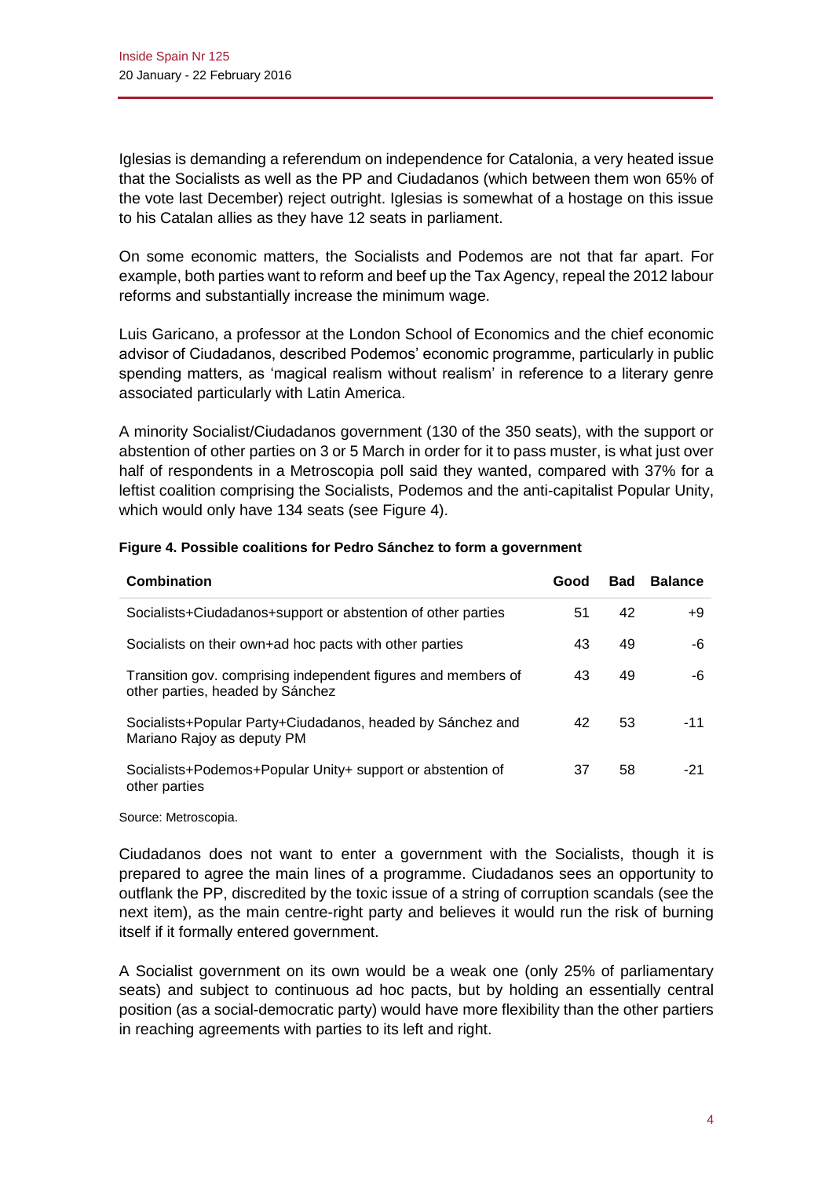Iglesias is demanding a referendum on independence for Catalonia, a very heated issue that the Socialists as well as the PP and Ciudadanos (which between them won 65% of the vote last December) reject outright. Iglesias is somewhat of a hostage on this issue to his Catalan allies as they have 12 seats in parliament.

On some economic matters, the Socialists and Podemos are not that far apart. For example, both parties want to reform and beef up the Tax Agency, repeal the 2012 labour reforms and substantially increase the minimum wage.

Luis Garicano, a professor at the London School of Economics and the chief economic advisor of Ciudadanos, described Podemos' economic programme, particularly in public spending matters, as 'magical realism without realism' in reference to a literary genre associated particularly with Latin America.

A minority Socialist/Ciudadanos government (130 of the 350 seats), with the support or abstention of other parties on 3 or 5 March in order for it to pass muster, is what just over half of respondents in a Metroscopia poll said they wanted, compared with 37% for a leftist coalition comprising the Socialists, Podemos and the anti-capitalist Popular Unity, which would only have 134 seats (see Figure 4).

**Figure 4. Possible coalitions for Pedro Sánchez to form a government**

| Combination | Good | Bad | Balance |
|---|---|---|---|
| Socialists+Ciudadanos+support or abstention of other parties | 51 | 42 | +9 |
| Socialists on their own+ad hoc pacts with other parties | 43 | 49 | -6 |
| Transition gov. comprising independent figures and members of other parties, headed by Sánchez | 43 | 49 | -6 |
| Socialists+Popular Party+Ciudadanos, headed by Sánchez and Mariano Rajoy as deputy PM | 42 | 53 | -11 |
| Socialists+Podemos+Popular Unity+ support or abstention of other parties | 37 | 58 | -21 |

Source: Metroscopia.

Ciudadanos does not want to enter a government with the Socialists, though it is prepared to agree the main lines of a programme. Ciudadanos sees an opportunity to outflank the PP, discredited by the toxic issue of a string of corruption scandals (see the next item), as the main centre-right party and believes it would run the risk of burning itself if it formally entered government.

A Socialist government on its own would be a weak one (only 25% of parliamentary seats) and subject to continuous ad hoc pacts, but by holding an essentially central position (as a social-democratic party) would have more flexibility than the other partiers in reaching agreements with parties to its left and right.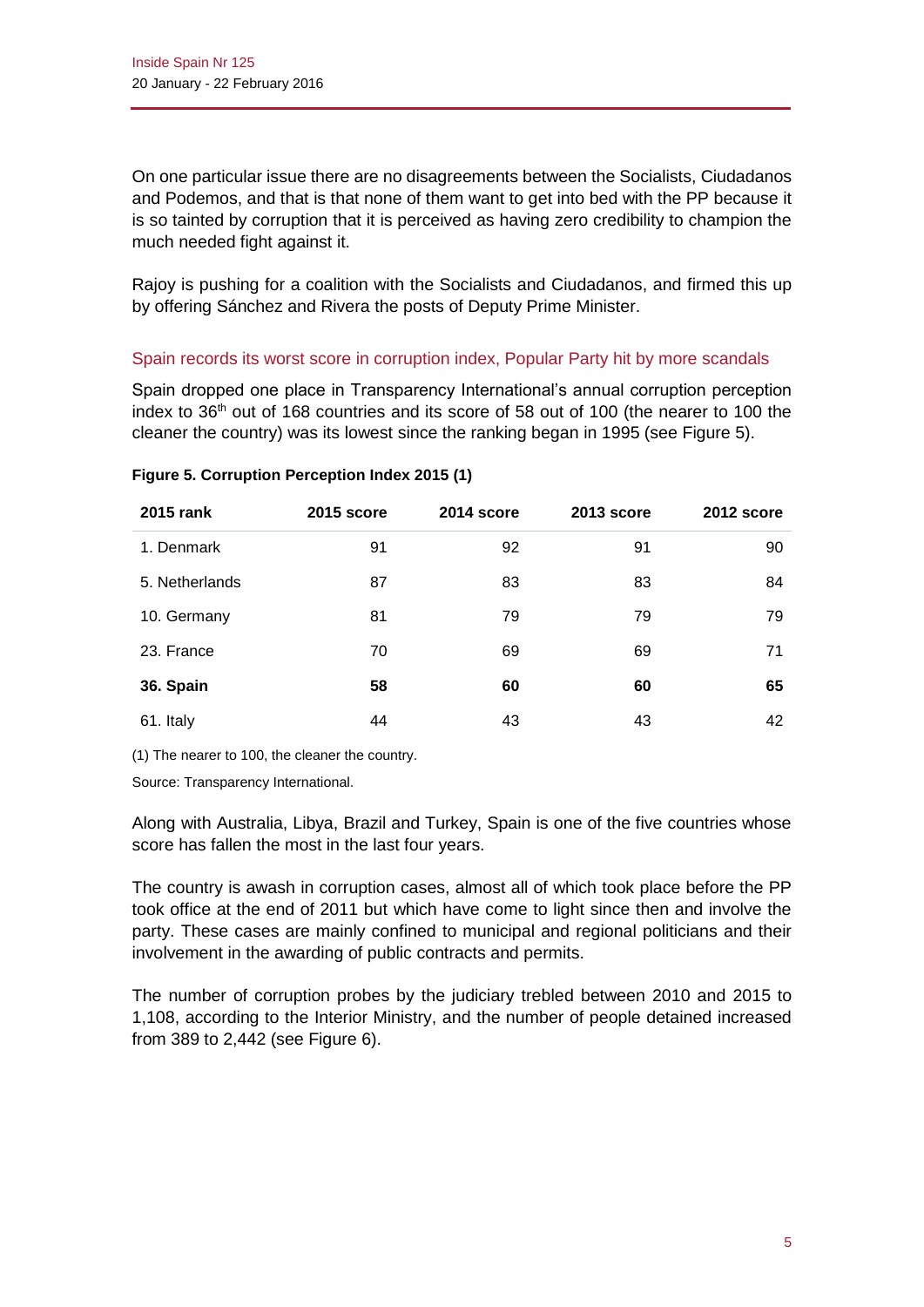On one particular issue there are no disagreements between the Socialists, Ciudadanos and Podemos, and that is that none of them want to get into bed with the PP because it is so tainted by corruption that it is perceived as having zero credibility to champion the much needed fight against it.

Rajoy is pushing for a coalition with the Socialists and Ciudadanos, and firmed this up by offering Sánchez and Rivera the posts of Deputy Prime Minister.

## Spain records its worst score in corruption index, Popular Party hit by more scandals

Spain dropped one place in Transparency International's annual corruption perception index to 36th out of 168 countries and its score of 58 out of 100 (the nearer to 100 the cleaner the country) was its lowest since the ranking began in 1995 (see Figure 5).

**Figure 5. Corruption Perception Index 2015 (1)**

| 2015 rank | 2015 score | 2014 score | 2013 score | 2012 score |
|---|---|---|---|---|
| 1. Denmark | 91 | 92 | 91 | 90 |
| 5. Netherlands | 87 | 83 | 83 | 84 |
| 10. Germany | 81 | 79 | 79 | 79 |
| 23. France | 70 | 69 | 69 | 71 |
| **36. Spain** | **58** | **60** | **60** | **65** |
| 61. Italy | 44 | 43 | 43 | 42 |

(1) The nearer to 100, the cleaner the country.

Source: Transparency International.

Along with Australia, Libya, Brazil and Turkey, Spain is one of the five countries whose score has fallen the most in the last four years.

The country is awash in corruption cases, almost all of which took place before the PP took office at the end of 2011 but which have come to light since then and involve the party. These cases are mainly confined to municipal and regional politicians and their involvement in the awarding of public contracts and permits.

The number of corruption probes by the judiciary trebled between 2010 and 2015 to 1,108, according to the Interior Ministry, and the number of people detained increased from 389 to 2,442 (see Figure 6).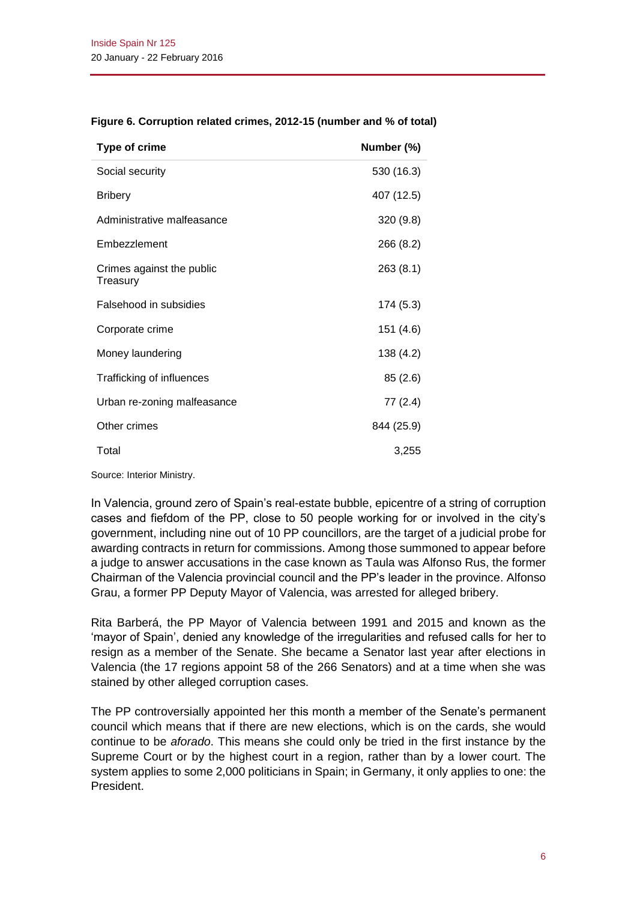**Figure 6. Corruption related crimes, 2012-15 (number and % of total)**

| Type of crime | Number (%) |
|---|---|
| Social security | 530 (16.3) |
| Bribery | 407 (12.5) |
| Administrative malfeasance | 320 (9.8) |
| Embezzlement | 266 (8.2) |
| Crimes against the public Treasury | 263 (8.1) |
| Falsehood in subsidies | 174 (5.3) |
| Corporate crime | 151 (4.6) |
| Money laundering | 138 (4.2) |
| Trafficking of influences | 85 (2.6) |
| Urban re-zoning malfeasance | 77 (2.4) |
| Other crimes | 844 (25.9) |
| Total | 3,255 |

Source: Interior Ministry.

In Valencia, ground zero of Spain's real-estate bubble, epicentre of a string of corruption cases and fiefdom of the PP, close to 50 people working for or involved in the city's government, including nine out of 10 PP councillors, are the target of a judicial probe for awarding contracts in return for commissions. Among those summoned to appear before a judge to answer accusations in the case known as Taula was Alfonso Rus, the former Chairman of the Valencia provincial council and the PP's leader in the province. Alfonso Grau, a former PP Deputy Mayor of Valencia, was arrested for alleged bribery.

Rita Barberá, the PP Mayor of Valencia between 1991 and 2015 and known as the 'mayor of Spain', denied any knowledge of the irregularities and refused calls for her to resign as a member of the Senate. She became a Senator last year after elections in Valencia (the 17 regions appoint 58 of the 266 Senators) and at a time when she was stained by other alleged corruption cases.

The PP controversially appointed her this month a member of the Senate's permanent council which means that if there are new elections, which is on the cards, she would continue to be *aforado*. This means she could only be tried in the first instance by the Supreme Court or by the highest court in a region, rather than by a lower court. The system applies to some 2,000 politicians in Spain; in Germany, it only applies to one: the President.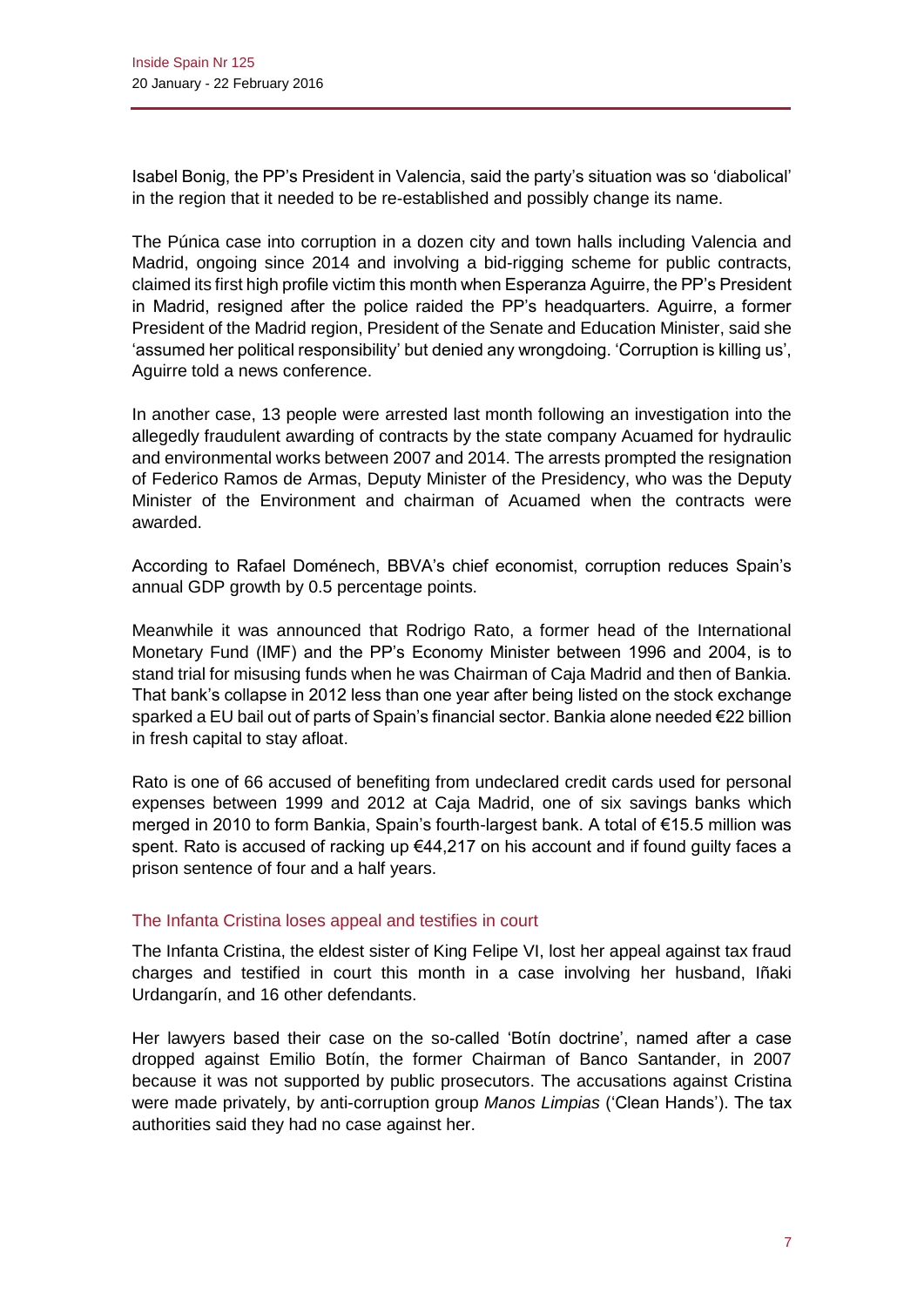Isabel Bonig, the PP's President in Valencia, said the party's situation was so 'diabolical' in the region that it needed to be re-established and possibly change its name.

The Púnica case into corruption in a dozen city and town halls including Valencia and Madrid, ongoing since 2014 and involving a bid-rigging scheme for public contracts, claimed its first high profile victim this month when Esperanza Aguirre, the PP's President in Madrid, resigned after the police raided the PP's headquarters. Aguirre, a former President of the Madrid region, President of the Senate and Education Minister, said she 'assumed her political responsibility' but denied any wrongdoing. 'Corruption is killing us', Aguirre told a news conference.

In another case, 13 people were arrested last month following an investigation into the allegedly fraudulent awarding of contracts by the state company Acuamed for hydraulic and environmental works between 2007 and 2014. The arrests prompted the resignation of Federico Ramos de Armas, Deputy Minister of the Presidency, who was the Deputy Minister of the Environment and chairman of Acuamed when the contracts were awarded.

According to Rafael Doménech, BBVA's chief economist, corruption reduces Spain's annual GDP growth by 0.5 percentage points.

Meanwhile it was announced that Rodrigo Rato, a former head of the International Monetary Fund (IMF) and the PP's Economy Minister between 1996 and 2004, is to stand trial for misusing funds when he was Chairman of Caja Madrid and then of Bankia. That bank's collapse in 2012 less than one year after being listed on the stock exchange sparked a EU bail out of parts of Spain's financial sector. Bankia alone needed €22 billion in fresh capital to stay afloat.

Rato is one of 66 accused of benefiting from undeclared credit cards used for personal expenses between 1999 and 2012 at Caja Madrid, one of six savings banks which merged in 2010 to form Bankia, Spain's fourth-largest bank. A total of €15.5 million was spent. Rato is accused of racking up €44,217 on his account and if found guilty faces a prison sentence of four and a half years.

### The Infanta Cristina loses appeal and testifies in court

The Infanta Cristina, the eldest sister of King Felipe VI, lost her appeal against tax fraud charges and testified in court this month in a case involving her husband, Iñaki Urdangarín, and 16 other defendants.

Her lawyers based their case on the so-called 'Botín doctrine', named after a case dropped against Emilio Botín, the former Chairman of Banco Santander, in 2007 because it was not supported by public prosecutors. The accusations against Cristina were made privately, by anti-corruption group *Manos Limpias* ('Clean Hands'). The tax authorities said they had no case against her.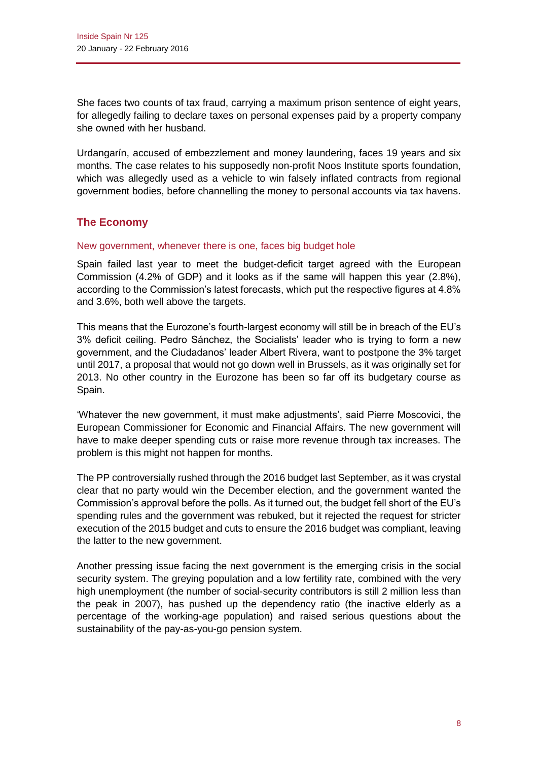She faces two counts of tax fraud, carrying a maximum prison sentence of eight years, for allegedly failing to declare taxes on personal expenses paid by a property company she owned with her husband.

Urdangarín, accused of embezzlement and money laundering, faces 19 years and six months. The case relates to his supposedly non-profit Noos Institute sports foundation, which was allegedly used as a vehicle to win falsely inflated contracts from regional government bodies, before channelling the money to personal accounts via tax havens.

## The Economy

### New government, whenever there is one, faces big budget hole

Spain failed last year to meet the budget-deficit target agreed with the European Commission (4.2% of GDP) and it looks as if the same will happen this year (2.8%), according to the Commission's latest forecasts, which put the respective figures at 4.8% and 3.6%, both well above the targets.

This means that the Eurozone's fourth-largest economy will still be in breach of the EU's 3% deficit ceiling. Pedro Sánchez, the Socialists' leader who is trying to form a new government, and the Ciudadanos' leader Albert Rivera, want to postpone the 3% target until 2017, a proposal that would not go down well in Brussels, as it was originally set for 2013. No other country in the Eurozone has been so far off its budgetary course as Spain.

'Whatever the new government, it must make adjustments', said Pierre Moscovici, the European Commissioner for Economic and Financial Affairs. The new government will have to make deeper spending cuts or raise more revenue through tax increases. The problem is this might not happen for months.

The PP controversially rushed through the 2016 budget last September, as it was crystal clear that no party would win the December election, and the government wanted the Commission's approval before the polls. As it turned out, the budget fell short of the EU's spending rules and the government was rebuked, but it rejected the request for stricter execution of the 2015 budget and cuts to ensure the 2016 budget was compliant, leaving the latter to the new government.

Another pressing issue facing the next government is the emerging crisis in the social security system. The greying population and a low fertility rate, combined with the very high unemployment (the number of social-security contributors is still 2 million less than the peak in 2007), has pushed up the dependency ratio (the inactive elderly as a percentage of the working-age population) and raised serious questions about the sustainability of the pay-as-you-go pension system.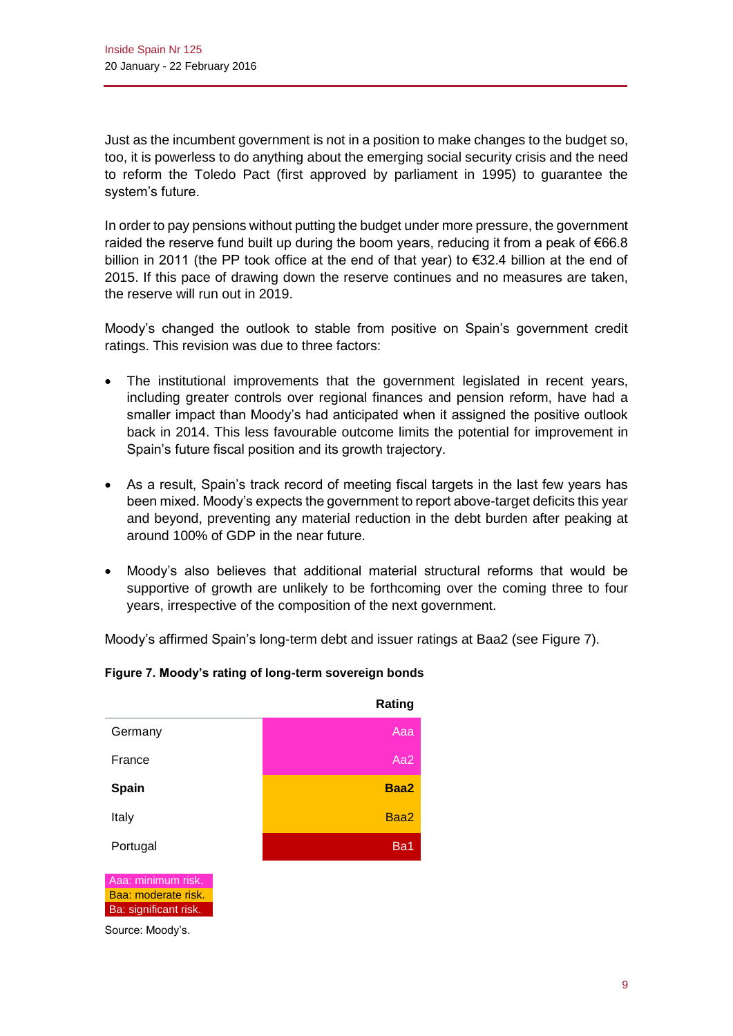Just as the incumbent government is not in a position to make changes to the budget so, too, it is powerless to do anything about the emerging social security crisis and the need to reform the Toledo Pact (first approved by parliament in 1995) to guarantee the system's future.

In order to pay pensions without putting the budget under more pressure, the government raided the reserve fund built up during the boom years, reducing it from a peak of €66.8 billion in 2011 (the PP took office at the end of that year) to €32.4 billion at the end of 2015. If this pace of drawing down the reserve continues and no measures are taken, the reserve will run out in 2019.

Moody's changed the outlook to stable from positive on Spain's government credit ratings. This revision was due to three factors:

- The institutional improvements that the government legislated in recent years, including greater controls over regional finances and pension reform, have had a smaller impact than Moody's had anticipated when it assigned the positive outlook back in 2014. This less favourable outcome limits the potential for improvement in Spain's future fiscal position and its growth trajectory.

- As a result, Spain's track record of meeting fiscal targets in the last few years has been mixed. Moody's expects the government to report above-target deficits this year and beyond, preventing any material reduction in the debt burden after peaking at around 100% of GDP in the near future.

- Moody's also believes that additional material structural reforms that would be supportive of growth are unlikely to be forthcoming over the coming three to four years, irrespective of the composition of the next government.

Moody's affirmed Spain's long-term debt and issuer ratings at Baa2 (see Figure 7).

**Figure 7. Moody's rating of long-term sovereign bonds**

| | Rating |
|---|---|
| Germany | Aaa |
| France | Aa2 |
| **Spain** | **Baa2** |
| Italy | Baa2 |
| Portugal | Ba1 |

Aaa: minimum risk.
Baa: moderate risk.
Ba: significant risk.

Source: Moody's.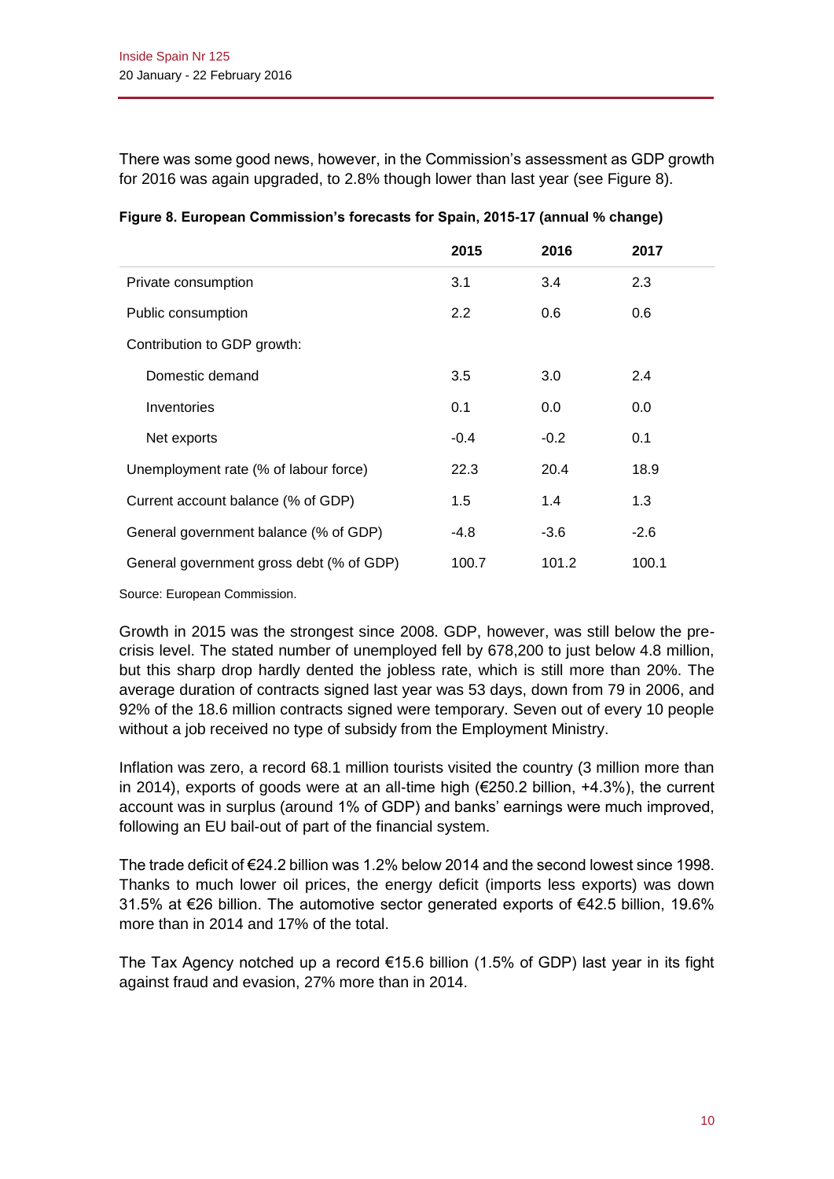There was some good news, however, in the Commission's assessment as GDP growth for 2016 was again upgraded, to 2.8% though lower than last year (see Figure 8).

**Figure 8. European Commission's forecasts for Spain, 2015-17 (annual % change)**

| | 2015 | 2016 | 2017 |
|---|---|---|---|
| Private consumption | 3.1 | 3.4 | 2.3 |
| Public consumption | 2.2 | 0.6 | 0.6 |
| Contribution to GDP growth: | | | |
| Domestic demand | 3.5 | 3.0 | 2.4 |
| Inventories | 0.1 | 0.0 | 0.0 |
| Net exports | -0.4 | -0.2 | 0.1 |
| Unemployment rate (% of labour force) | 22.3 | 20.4 | 18.9 |
| Current account balance (% of GDP) | 1.5 | 1.4 | 1.3 |
| General government balance (% of GDP) | -4.8 | -3.6 | -2.6 |
| General government gross debt (% of GDP) | 100.7 | 101.2 | 100.1 |

Source: European Commission.

Growth in 2015 was the strongest since 2008. GDP, however, was still below the pre-crisis level. The stated number of unemployed fell by 678,200 to just below 4.8 million, but this sharp drop hardly dented the jobless rate, which is still more than 20%. The average duration of contracts signed last year was 53 days, down from 79 in 2006, and 92% of the 18.6 million contracts signed were temporary. Seven out of every 10 people without a job received no type of subsidy from the Employment Ministry.

Inflation was zero, a record 68.1 million tourists visited the country (3 million more than in 2014), exports of goods were at an all-time high (€250.2 billion, +4.3%), the current account was in surplus (around 1% of GDP) and banks' earnings were much improved, following an EU bail-out of part of the financial system.

The trade deficit of €24.2 billion was 1.2% below 2014 and the second lowest since 1998. Thanks to much lower oil prices, the energy deficit (imports less exports) was down 31.5% at €26 billion. The automotive sector generated exports of €42.5 billion, 19.6% more than in 2014 and 17% of the total.

The Tax Agency notched up a record €15.6 billion (1.5% of GDP) last year in its fight against fraud and evasion, 27% more than in 2014.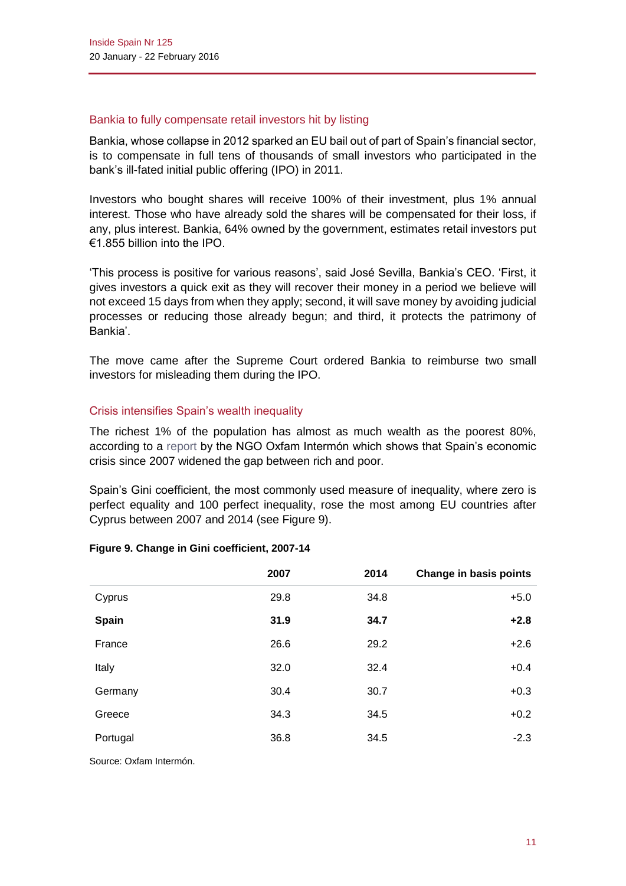## Bankia to fully compensate retail investors hit by listing

Bankia, whose collapse in 2012 sparked an EU bail out of part of Spain's financial sector, is to compensate in full tens of thousands of small investors who participated in the bank's ill-fated initial public offering (IPO) in 2011.

Investors who bought shares will receive 100% of their investment, plus 1% annual interest. Those who have already sold the shares will be compensated for their loss, if any, plus interest. Bankia, 64% owned by the government, estimates retail investors put €1.855 billion into the IPO.

'This process is positive for various reasons', said José Sevilla, Bankia's CEO. 'First, it gives investors a quick exit as they will recover their money in a period we believe will not exceed 15 days from when they apply; second, it will save money by avoiding judicial processes or reducing those already begun; and third, it protects the patrimony of Bankia'.

The move came after the Supreme Court ordered Bankia to reimburse two small investors for misleading them during the IPO.

## Crisis intensifies Spain's wealth inequality

The richest 1% of the population has almost as much wealth as the poorest 80%, according to a report by the NGO Oxfam Intermón which shows that Spain's economic crisis since 2007 widened the gap between rich and poor.

Spain's Gini coefficient, the most commonly used measure of inequality, where zero is perfect equality and 100 perfect inequality, rose the most among EU countries after Cyprus between 2007 and 2014 (see Figure 9).

**Figure 9. Change in Gini coefficient, 2007-14**

| | 2007 | 2014 | Change in basis points |
|---|---|---|---|
| Cyprus | 29.8 | 34.8 | +5.0 |
| **Spain** | **31.9** | **34.7** | **+2.8** |
| France | 26.6 | 29.2 | +2.6 |
| Italy | 32.0 | 32.4 | +0.4 |
| Germany | 30.4 | 30.7 | +0.3 |
| Greece | 34.3 | 34.5 | +0.2 |
| Portugal | 36.8 | 34.5 | -2.3 |

Source: Oxfam Intermón.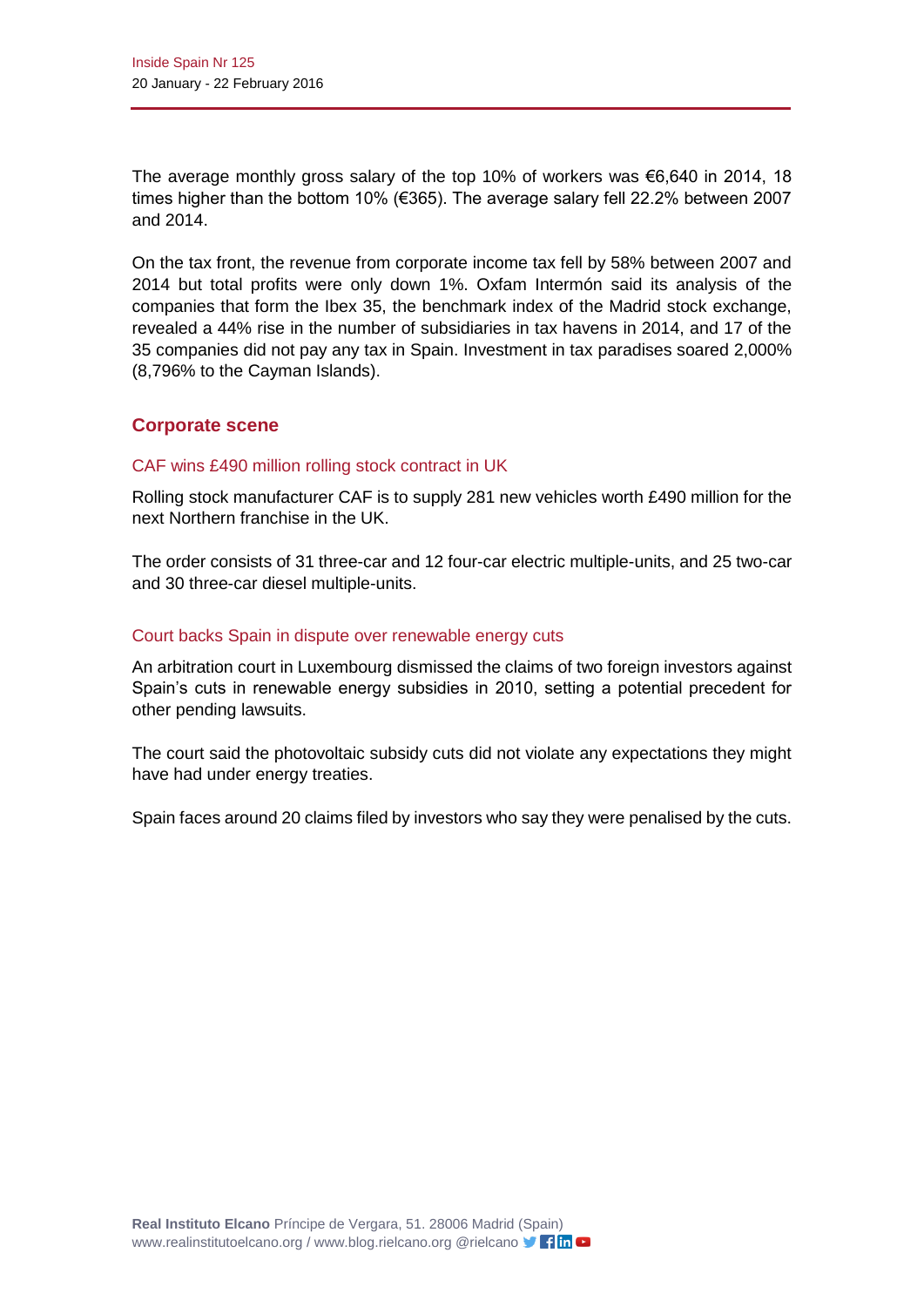The average monthly gross salary of the top 10% of workers was €6,640 in 2014, 18 times higher than the bottom 10% (€365). The average salary fell 22.2% between 2007 and 2014.

On the tax front, the revenue from corporate income tax fell by 58% between 2007 and 2014 but total profits were only down 1%. Oxfam Intermón said its analysis of the companies that form the Ibex 35, the benchmark index of the Madrid stock exchange, revealed a 44% rise in the number of subsidiaries in tax havens in 2014, and 17 of the 35 companies did not pay any tax in Spain. Investment in tax paradises soared 2,000% (8,796% to the Cayman Islands).

## Corporate scene

### CAF wins £490 million rolling stock contract in UK

Rolling stock manufacturer CAF is to supply 281 new vehicles worth £490 million for the next Northern franchise in the UK.

The order consists of 31 three-car and 12 four-car electric multiple-units, and 25 two-car and 30 three-car diesel multiple-units.

### Court backs Spain in dispute over renewable energy cuts

An arbitration court in Luxembourg dismissed the claims of two foreign investors against Spain's cuts in renewable energy subsidies in 2010, setting a potential precedent for other pending lawsuits.

The court said the photovoltaic subsidy cuts did not violate any expectations they might have had under energy treaties.

Spain faces around 20 claims filed by investors who say they were penalised by the cuts.